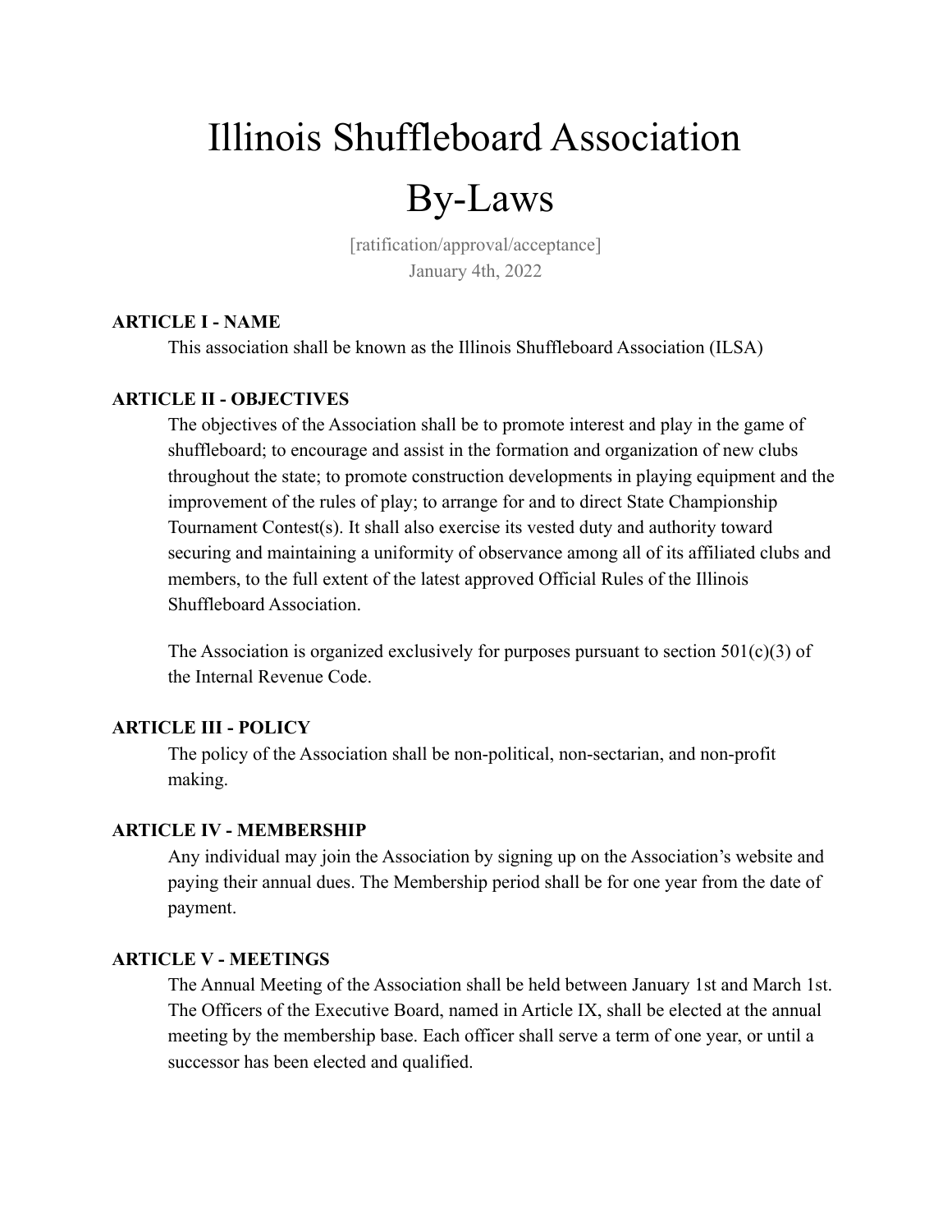# Illinois Shuffleboard Association By-Laws

[ratification/approval/acceptance]
January 4th, 2022

**ARTICLE I - NAME**

This association shall be known as the Illinois Shuffleboard Association (ILSA)

**ARTICLE II - OBJECTIVES**

The objectives of the Association shall be to promote interest and play in the game of shuffleboard; to encourage and assist in the formation and organization of new clubs throughout the state; to promote construction developments in playing equipment and the improvement of the rules of play; to arrange for and to direct State Championship Tournament Contest(s). It shall also exercise its vested duty and authority toward securing and maintaining a uniformity of observance among all of its affiliated clubs and members, to the full extent of the latest approved Official Rules of the Illinois Shuffleboard Association.

The Association is organized exclusively for purposes pursuant to section 501(c)(3) of the Internal Revenue Code.

**ARTICLE III - POLICY**

The policy of the Association shall be non-political, non-sectarian, and non-profit making.

**ARTICLE IV - MEMBERSHIP**

Any individual may join the Association by signing up on the Association's website and paying their annual dues. The Membership period shall be for one year from the date of payment.

**ARTICLE V - MEETINGS**

The Annual Meeting of the Association shall be held between January 1st and March 1st. The Officers of the Executive Board, named in Article IX, shall be elected at the annual meeting by the membership base. Each officer shall serve a term of one year, or until a successor has been elected and qualified.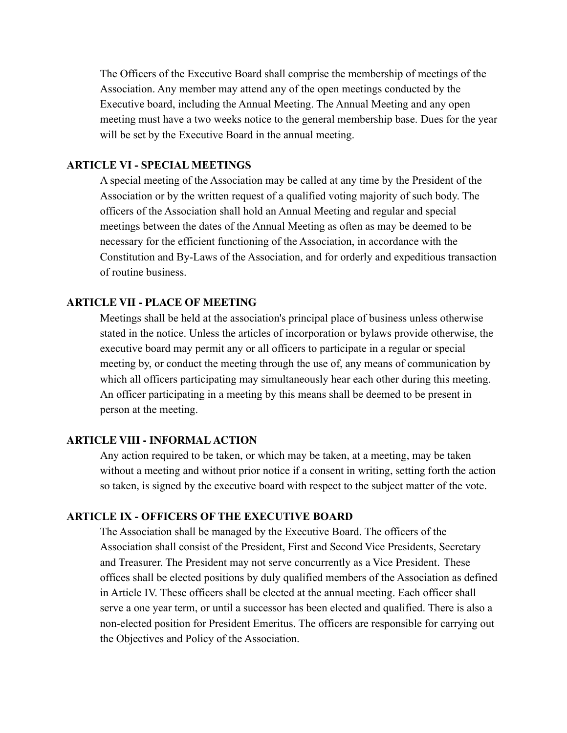The Officers of the Executive Board shall comprise the membership of meetings of the Association. Any member may attend any of the open meetings conducted by the Executive board, including the Annual Meeting. The Annual Meeting and any open meeting must have a two weeks notice to the general membership base. Dues for the year will be set by the Executive Board in the annual meeting.

**ARTICLE VI - SPECIAL MEETINGS**

A special meeting of the Association may be called at any time by the President of the Association or by the written request of a qualified voting majority of such body. The officers of the Association shall hold an Annual Meeting and regular and special meetings between the dates of the Annual Meeting as often as may be deemed to be necessary for the efficient functioning of the Association, in accordance with the Constitution and By-Laws of the Association, and for orderly and expeditious transaction of routine business.

**ARTICLE VII - PLACE OF MEETING**

Meetings shall be held at the association's principal place of business unless otherwise stated in the notice. Unless the articles of incorporation or bylaws provide otherwise, the executive board may permit any or all officers to participate in a regular or special meeting by, or conduct the meeting through the use of, any means of communication by which all officers participating may simultaneously hear each other during this meeting. An officer participating in a meeting by this means shall be deemed to be present in person at the meeting.

**ARTICLE VIII - INFORMAL ACTION**

Any action required to be taken, or which may be taken, at a meeting, may be taken without a meeting and without prior notice if a consent in writing, setting forth the action so taken, is signed by the executive board with respect to the subject matter of the vote.

**ARTICLE IX - OFFICERS OF THE EXECUTIVE BOARD**

The Association shall be managed by the Executive Board. The officers of the Association shall consist of the President, First and Second Vice Presidents, Secretary and Treasurer. The President may not serve concurrently as a Vice President. These offices shall be elected positions by duly qualified members of the Association as defined in Article IV. These officers shall be elected at the annual meeting. Each officer shall serve a one year term, or until a successor has been elected and qualified. There is also a non-elected position for President Emeritus. The officers are responsible for carrying out the Objectives and Policy of the Association.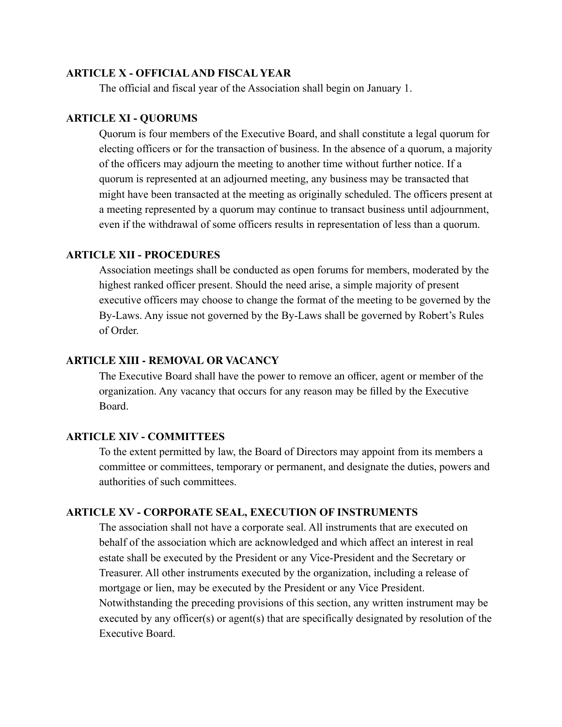**ARTICLE X - OFFICIAL AND FISCAL YEAR**

The official and fiscal year of the Association shall begin on January 1.

**ARTICLE XI - QUORUMS**

Quorum is four members of the Executive Board, and shall constitute a legal quorum for electing officers or for the transaction of business. In the absence of a quorum, a majority of the officers may adjourn the meeting to another time without further notice. If a quorum is represented at an adjourned meeting, any business may be transacted that might have been transacted at the meeting as originally scheduled. The officers present at a meeting represented by a quorum may continue to transact business until adjournment, even if the withdrawal of some officers results in representation of less than a quorum.

**ARTICLE XII - PROCEDURES**

Association meetings shall be conducted as open forums for members, moderated by the highest ranked officer present. Should the need arise, a simple majority of present executive officers may choose to change the format of the meeting to be governed by the By-Laws. Any issue not governed by the By-Laws shall be governed by Robert's Rules of Order.

**ARTICLE XIII - REMOVAL OR VACANCY**

The Executive Board shall have the power to remove an officer, agent or member of the organization. Any vacancy that occurs for any reason may be filled by the Executive Board.

**ARTICLE XIV - COMMITTEES**

To the extent permitted by law, the Board of Directors may appoint from its members a committee or committees, temporary or permanent, and designate the duties, powers and authorities of such committees.

**ARTICLE XV - CORPORATE SEAL, EXECUTION OF INSTRUMENTS**

The association shall not have a corporate seal. All instruments that are executed on behalf of the association which are acknowledged and which affect an interest in real estate shall be executed by the President or any Vice-President and the Secretary or Treasurer. All other instruments executed by the organization, including a release of mortgage or lien, may be executed by the President or any Vice President. Notwithstanding the preceding provisions of this section, any written instrument may be executed by any officer(s) or agent(s) that are specifically designated by resolution of the Executive Board.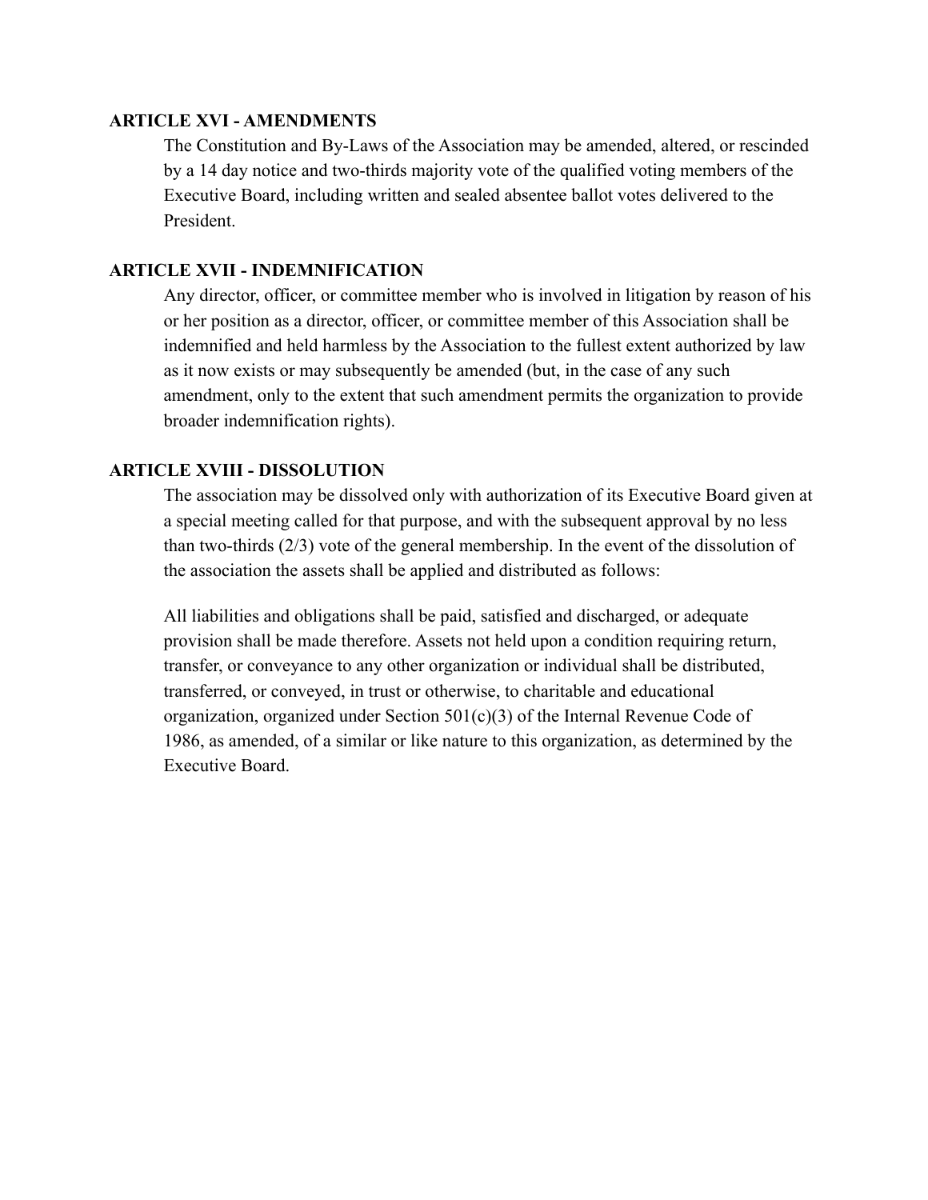## ARTICLE XVI - AMENDMENTS

The Constitution and By-Laws of the Association may be amended, altered, or rescinded by a 14 day notice and two-thirds majority vote of the qualified voting members of the Executive Board, including written and sealed absentee ballot votes delivered to the President.

## ARTICLE XVII - INDEMNIFICATION

Any director, officer, or committee member who is involved in litigation by reason of his or her position as a director, officer, or committee member of this Association shall be indemnified and held harmless by the Association to the fullest extent authorized by law as it now exists or may subsequently be amended (but, in the case of any such amendment, only to the extent that such amendment permits the organization to provide broader indemnification rights).

## ARTICLE XVIII - DISSOLUTION

The association may be dissolved only with authorization of its Executive Board given at a special meeting called for that purpose, and with the subsequent approval by no less than two-thirds (2/3) vote of the general membership. In the event of the dissolution of the association the assets shall be applied and distributed as follows:

All liabilities and obligations shall be paid, satisfied and discharged, or adequate provision shall be made therefore. Assets not held upon a condition requiring return, transfer, or conveyance to any other organization or individual shall be distributed, transferred, or conveyed, in trust or otherwise, to charitable and educational organization, organized under Section 501(c)(3) of the Internal Revenue Code of 1986, as amended, of a similar or like nature to this organization, as determined by the Executive Board.